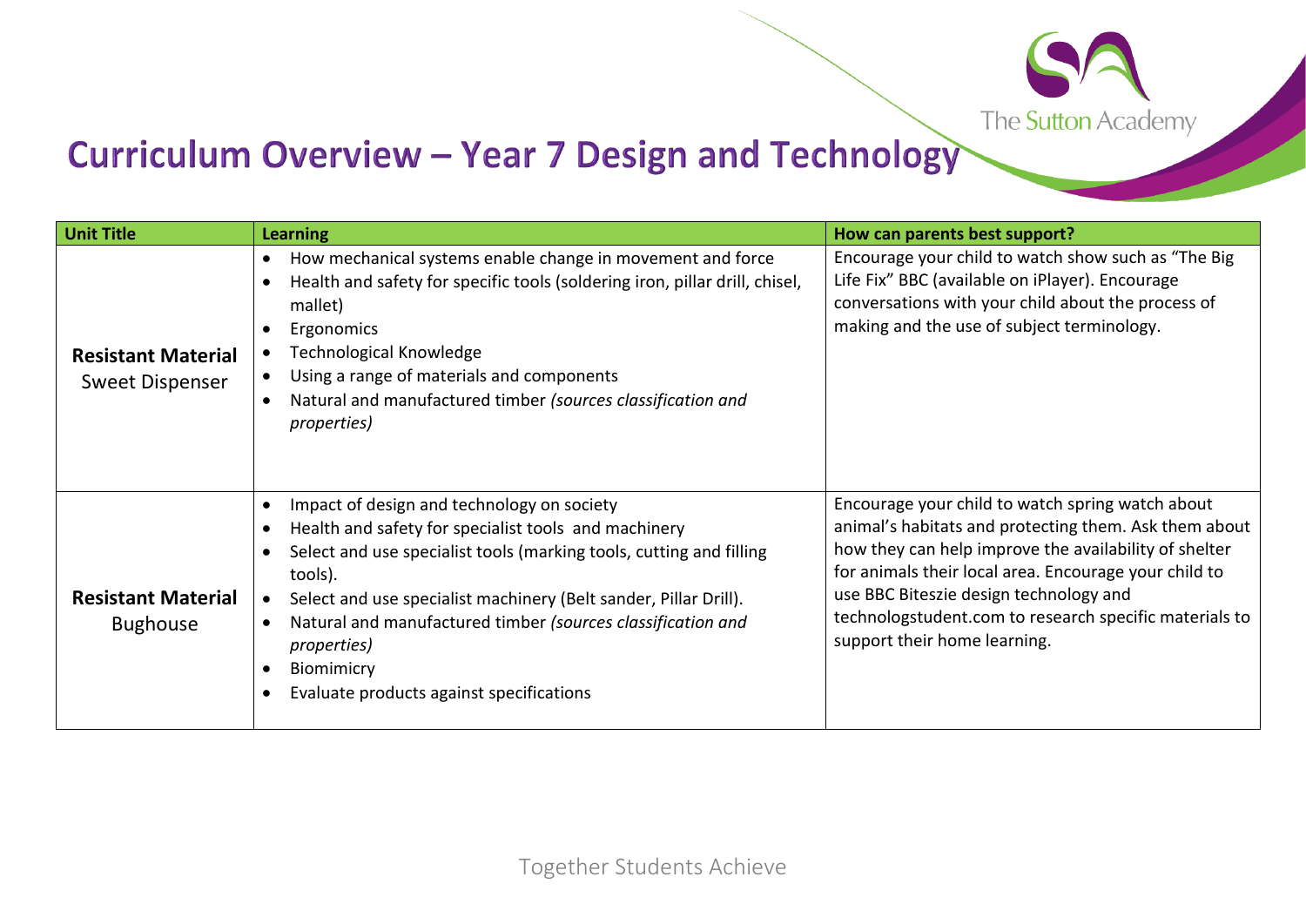# Curriculum Overview – Year 7 Design and Technology

| Unit Title | Learning | How can parents best support? |
|---|---|---|
| **Resistant Material** Sweet Dispenser | • How mechanical systems enable change in movement and force<br>• Health and safety for specific tools (soldering iron, pillar drill, chisel, mallet)<br>• Ergonomics<br>• Technological Knowledge<br>• Using a range of materials and components<br>• Natural and manufactured timber *(sources classification and properties)* | Encourage your child to watch show such as "The Big Life Fix" BBC (available on iPlayer). Encourage conversations with your child about the process of making and the use of subject terminology. |
| **Resistant Material** Bughouse | • Impact of design and technology on society<br>• Health and safety for specialist tools and machinery<br>• Select and use specialist tools (marking tools, cutting and filling tools).<br>• Select and use specialist machinery (Belt sander, Pillar Drill).<br>• Natural and manufactured timber *(sources classification and properties)*<br>• Biomimicry<br>• Evaluate products against specifications | Encourage your child to watch spring watch about animal's habitats and protecting them. Ask them about how they can help improve the availability of shelter for animals their local area. Encourage your child to use BBC Biteszie design technology and technologstudent.com to research specific materials to support their home learning. |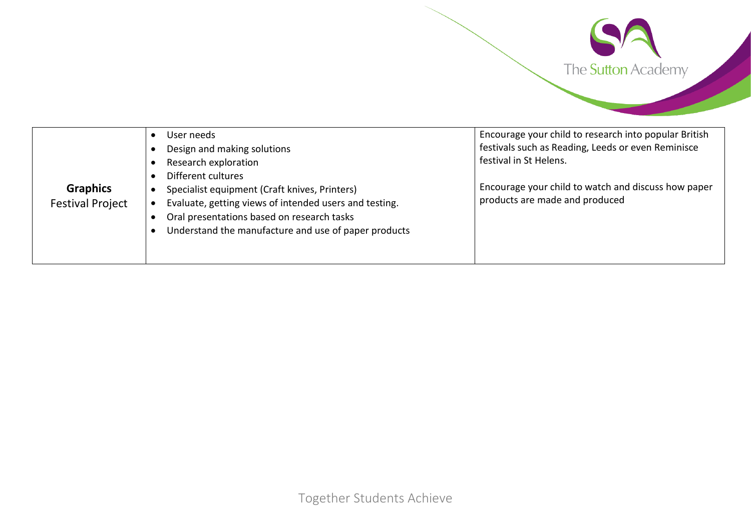| | | |
|---|---|---|
| **Graphics**<br>Festival Project | • User needs<br>• Design and making solutions<br>• Research exploration<br>• Different cultures<br>• Specialist equipment (Craft knives, Printers)<br>• Evaluate, getting views of intended users and testing.<br>• Oral presentations based on research tasks<br>• Understand the manufacture and use of paper products | Encourage your child to research into popular British festivals such as Reading, Leeds or even Reminisce festival in St Helens.<br><br>Encourage your child to watch and discuss how paper products are made and produced |